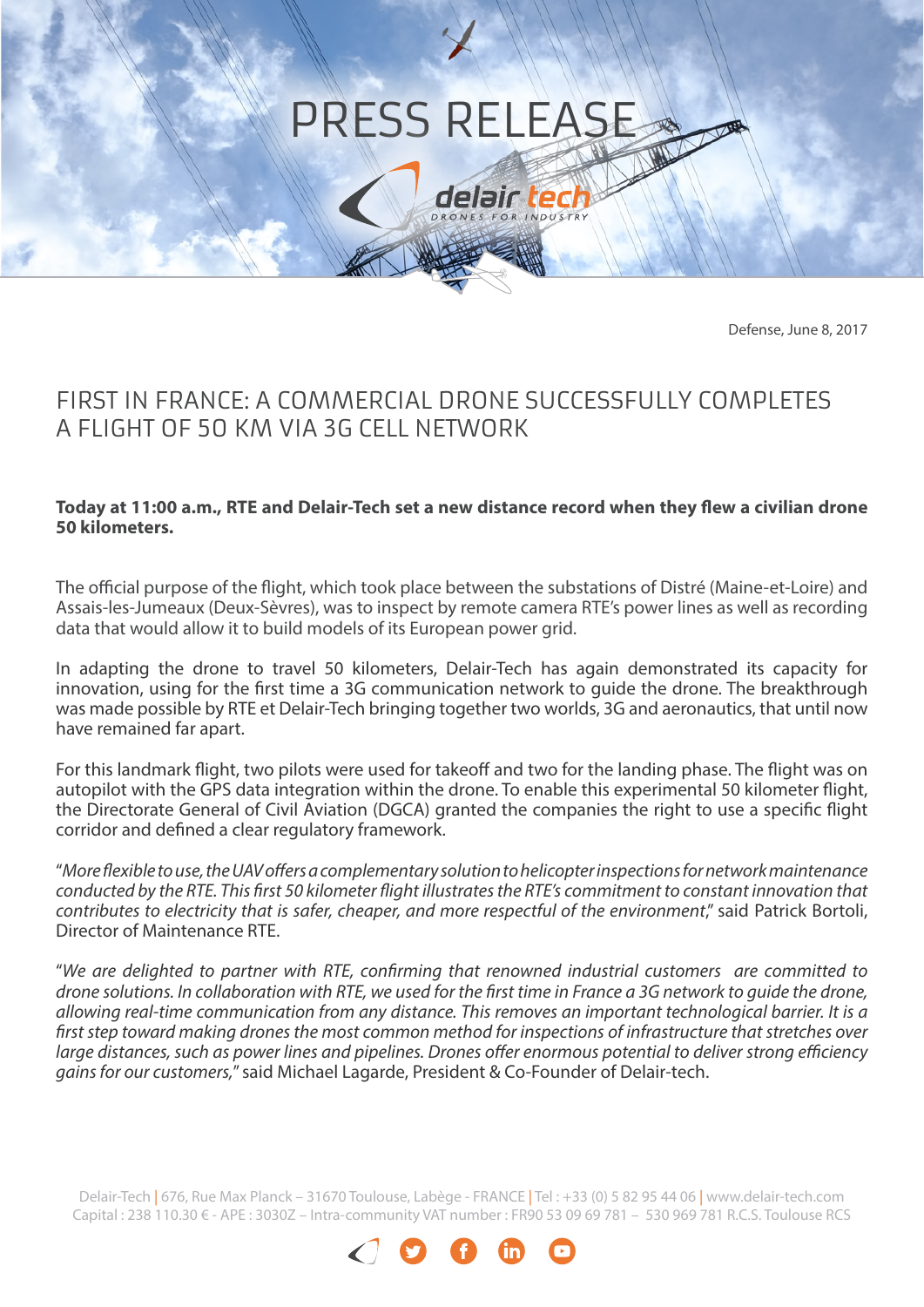# PRESS RELEASE

delair tech
DRONES FOR INDUSTRY

Defense, June 8, 2017

## FIRST IN FRANCE: A COMMERCIAL DRONE SUCCESSFULLY COMPLETES A FLIGHT OF 50 KM VIA 3G CELL NETWORK

**Today at 11:00 a.m., RTE and Delair-Tech set a new distance record when they flew a civilian drone 50 kilometers.**

The official purpose of the flight, which took place between the substations of Distré (Maine-et-Loire) and Assais-les-Jumeaux (Deux-Sèvres), was to inspect by remote camera RTE's power lines as well as recording data that would allow it to build models of its European power grid.

In adapting the drone to travel 50 kilometers, Delair-Tech has again demonstrated its capacity for innovation, using for the first time a 3G communication network to guide the drone. The breakthrough was made possible by RTE et Delair-Tech bringing together two worlds, 3G and aeronautics, that until now have remained far apart.

For this landmark flight, two pilots were used for takeoff and two for the landing phase. The flight was on autopilot with the GPS data integration within the drone. To enable this experimental 50 kilometer flight, the Directorate General of Civil Aviation (DGCA) granted the companies the right to use a specific flight corridor and defined a clear regulatory framework.

"*More flexible to use, the UAV offers a complementary solution to helicopter inspections for network maintenance conducted by the RTE. This first 50 kilometer flight illustrates the RTE's commitment to constant innovation that contributes to electricity that is safer, cheaper, and more respectful of the environment*," said Patrick Bortoli, Director of Maintenance RTE.

"*We are delighted to partner with RTE, confirming that renowned industrial customers are committed to drone solutions. In collaboration with RTE, we used for the first time in France a 3G network to guide the drone, allowing real-time communication from any distance. This removes an important technological barrier. It is a first step toward making drones the most common method for inspections of infrastructure that stretches over large distances, such as power lines and pipelines. Drones offer enormous potential to deliver strong efficiency gains for our customers*," said Michael Lagarde, President & Co-Founder of Delair-tech.

Delair-Tech | 676, Rue Max Planck – 31670 Toulouse, Labège - FRANCE | Tel : +33 (0) 5 82 95 44 06 | www.delair-tech.com
Capital : 238 110.30 € - APE : 3030Z – Intra-community VAT number : FR90 53 09 69 781 – 530 969 781 R.C.S. Toulouse RCS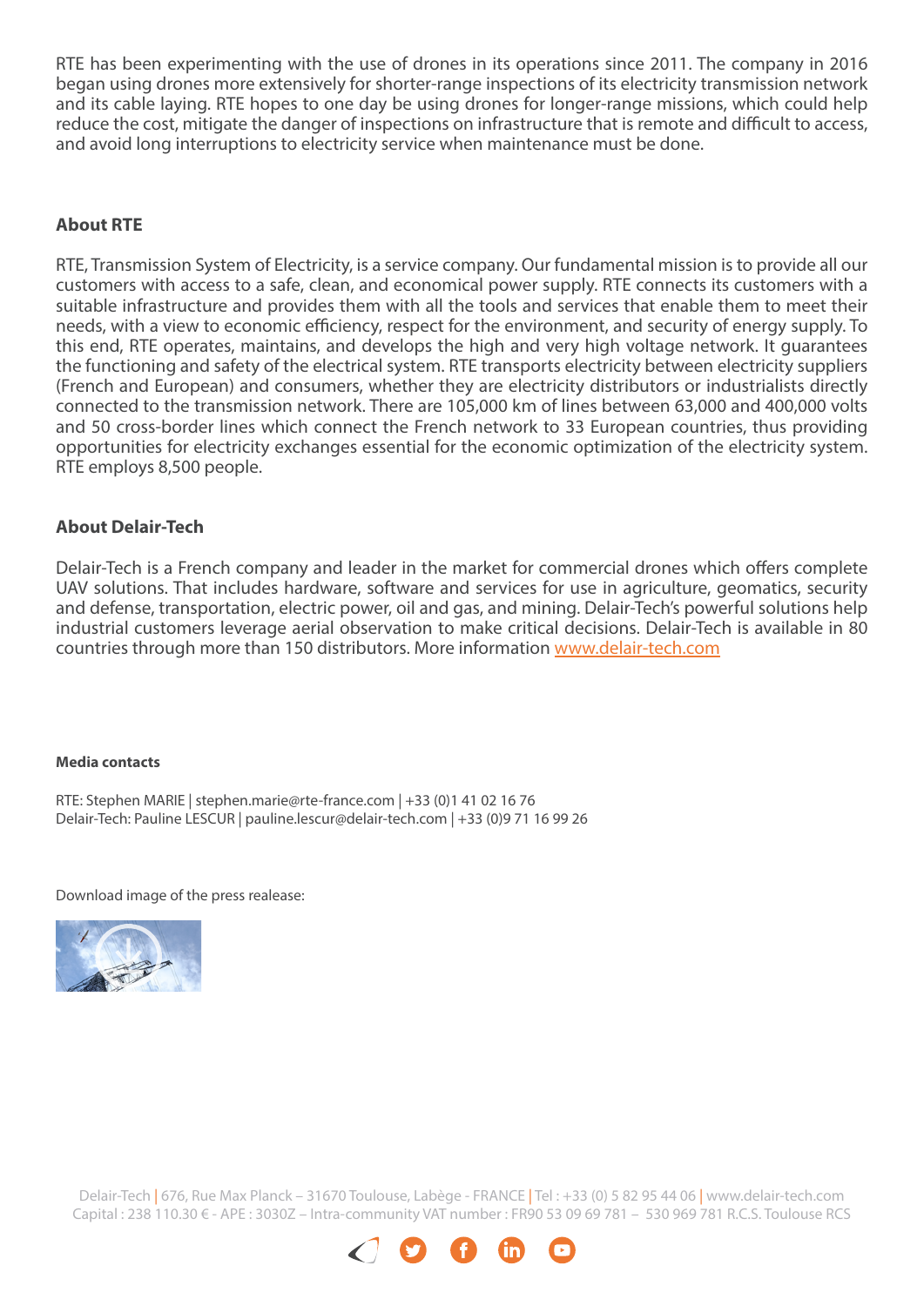RTE has been experimenting with the use of drones in its operations since 2011. The company in 2016 began using drones more extensively for shorter-range inspections of its electricity transmission network and its cable laying. RTE hopes to one day be using drones for longer-range missions, which could help reduce the cost, mitigate the danger of inspections on infrastructure that is remote and difficult to access, and avoid long interruptions to electricity service when maintenance must be done.

**About RTE**

RTE, Transmission System of Electricity, is a service company. Our fundamental mission is to provide all our customers with access to a safe, clean, and economical power supply. RTE connects its customers with a suitable infrastructure and provides them with all the tools and services that enable them to meet their needs, with a view to economic efficiency, respect for the environment, and security of energy supply. To this end, RTE operates, maintains, and develops the high and very high voltage network. It guarantees the functioning and safety of the electrical system. RTE transports electricity between electricity suppliers (French and European) and consumers, whether they are electricity distributors or industrialists directly connected to the transmission network. There are 105,000 km of lines between 63,000 and 400,000 volts and 50 cross-border lines which connect the French network to 33 European countries, thus providing opportunities for electricity exchanges essential for the economic optimization of the electricity system. RTE employs 8,500 people.

**About Delair-Tech**

Delair-Tech is a French company and leader in the market for commercial drones which offers complete UAV solutions. That includes hardware, software and services for use in agriculture, geomatics, security and defense, transportation, electric power, oil and gas, and mining. Delair-Tech's powerful solutions help industrial customers leverage aerial observation to make critical decisions. Delair-Tech is available in 80 countries through more than 150 distributors. More information [www.delair-tech.com](www.delair-tech.com)

**Media contacts**

RTE: Stephen MARIE | stephen.marie@rte-france.com | +33 (0)1 41 02 16 76
Delair-Tech: Pauline LESCUR | pauline.lescur@delair-tech.com | +33 (0)9 71 16 99 26

Download image of the press realease:

Delair-Tech | 676, Rue Max Planck – 31670 Toulouse, Labège - FRANCE | Tel : +33 (0) 5 82 95 44 06 | www.delair-tech.com
Capital : 238 110.30 € - APE : 3030Z – Intra-community VAT number : FR90 53 09 69 781 – 530 969 781 R.C.S. Toulouse RCS